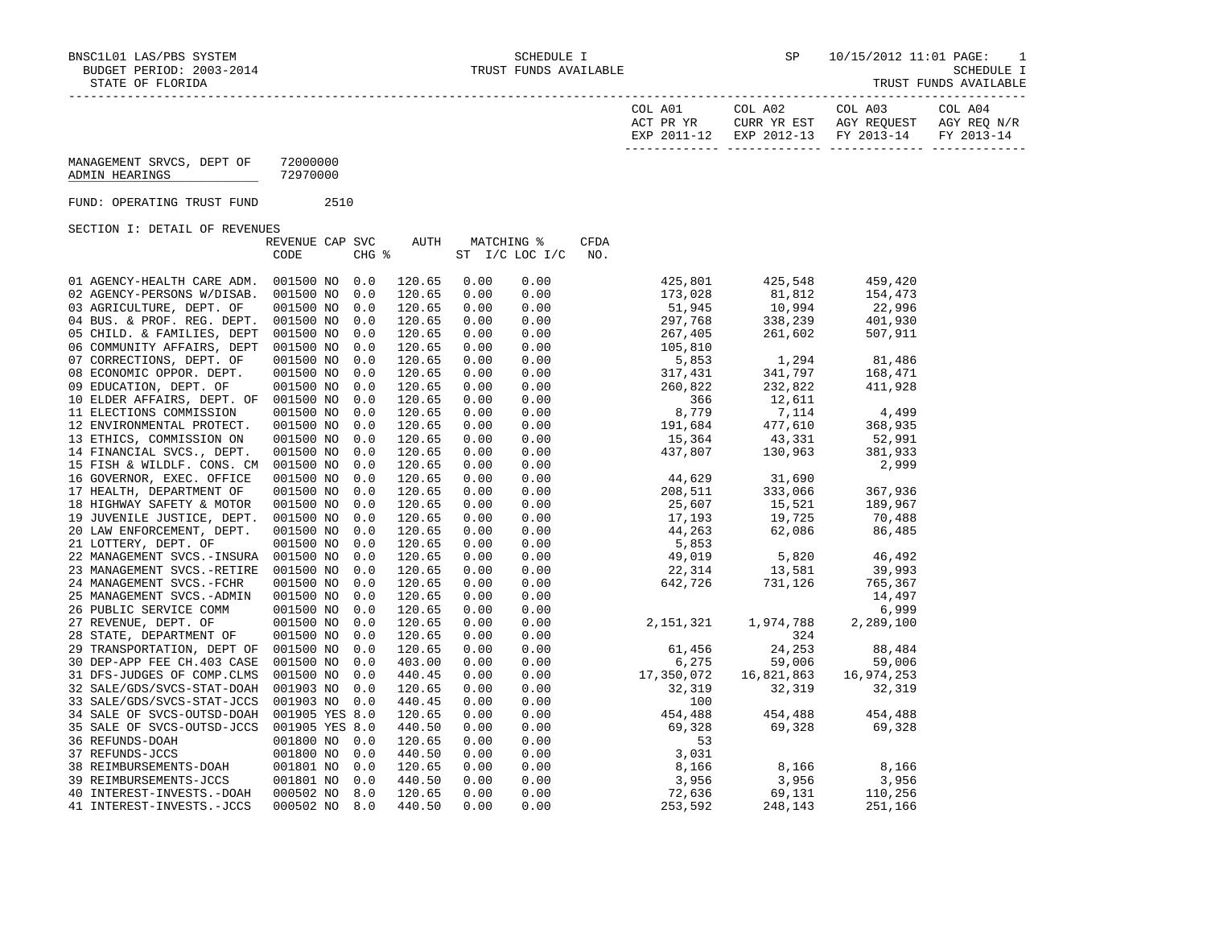BNSC1L01 LAS/PBS SYSTEM
BUDGET PERIOD: 2003-2014
STATE OF FLORIDA

SCHEDULE I
TRUST FUNDS AVAILABLE

SP 10/15/2012 11:01

| | COL A01 ACT PR YR EXP 2011-12 | COL A02 CURR YR EST EXP 2012-13 | COL A03 AGY REQUEST FY 2013-14 | COL A04 AGY REQ N/R FY 2013-14 |
|---|---|---|---|---|

MANAGEMENT SRVCS, DEPT OF 72000000
ADMIN HEARINGS 72970000

FUND: OPERATING TRUST FUND 2510

SECTION I: DETAIL OF REVENUES

| | REVENUE CODE | CAP | SVC CHG % | AUTH | MATCHING % ST | I/C LOC I/C | CFDA NO. | COL A01 | COL A02 | COL A03 | COL A04 |
|---|---|---|---|---|---|---|---|---|---|---|---|
| 01 AGENCY-HEALTH CARE ADM. | 001500 | NO | 0.0 | 120.65 | 0.00 | 0.00 | | 425,801 | 425,548 | 459,420 | |
| 02 AGENCY-PERSONS W/DISAB. | 001500 | NO | 0.0 | 120.65 | 0.00 | 0.00 | | 173,028 | 81,812 | 154,473 | |
| 03 AGRICULTURE, DEPT. OF | 001500 | NO | 0.0 | 120.65 | 0.00 | 0.00 | | 51,945 | 10,994 | 22,996 | |
| 04 BUS. & PROF. REG. DEPT. | 001500 | NO | 0.0 | 120.65 | 0.00 | 0.00 | | 297,768 | 338,239 | 401,930 | |
| 05 CHILD. & FAMILIES, DEPT | 001500 | NO | 0.0 | 120.65 | 0.00 | 0.00 | | 267,405 | 261,602 | 507,911 | |
| 06 COMMUNITY AFFAIRS, DEPT | 001500 | NO | 0.0 | 120.65 | 0.00 | 0.00 | | 105,810 | | | |
| 07 CORRECTIONS, DEPT. OF | 001500 | NO | 0.0 | 120.65 | 0.00 | 0.00 | | 5,853 | 1,294 | 81,486 | |
| 08 ECONOMIC OPPOR. DEPT. | 001500 | NO | 0.0 | 120.65 | 0.00 | 0.00 | | 317,431 | 341,797 | 168,471 | |
| 09 EDUCATION, DEPT. OF | 001500 | NO | 0.0 | 120.65 | 0.00 | 0.00 | | 260,822 | 232,822 | 411,928 | |
| 10 ELDER AFFAIRS, DEPT. OF | 001500 | NO | 0.0 | 120.65 | 0.00 | 0.00 | | 366 | 12,611 | | |
| 11 ELECTIONS COMMISSION | 001500 | NO | 0.0 | 120.65 | 0.00 | 0.00 | | 8,779 | 7,114 | 4,499 | |
| 12 ENVIRONMENTAL PROTECT. | 001500 | NO | 0.0 | 120.65 | 0.00 | 0.00 | | 191,684 | 477,610 | 368,935 | |
| 13 ETHICS, COMMISSION ON | 001500 | NO | 0.0 | 120.65 | 0.00 | 0.00 | | 15,364 | 43,331 | 52,991 | |
| 14 FINANCIAL SVCS., DEPT. | 001500 | NO | 0.0 | 120.65 | 0.00 | 0.00 | | 437,807 | 130,963 | 381,933 | |
| 15 FISH & WILDLF. CONS. CM | 001500 | NO | 0.0 | 120.65 | 0.00 | 0.00 | | | | 2,999 | |
| 16 GOVERNOR, EXEC. OFFICE | 001500 | NO | 0.0 | 120.65 | 0.00 | 0.00 | | 44,629 | 31,690 | | |
| 17 HEALTH, DEPARTMENT OF | 001500 | NO | 0.0 | 120.65 | 0.00 | 0.00 | | 208,511 | 333,066 | 367,936 | |
| 18 HIGHWAY SAFETY & MOTOR | 001500 | NO | 0.0 | 120.65 | 0.00 | 0.00 | | 25,607 | 15,521 | 189,967 | |
| 19 JUVENILE JUSTICE, DEPT. | 001500 | NO | 0.0 | 120.65 | 0.00 | 0.00 | | 17,193 | 19,725 | 70,488 | |
| 20 LAW ENFORCEMENT, DEPT. | 001500 | NO | 0.0 | 120.65 | 0.00 | 0.00 | | 44,263 | 62,086 | 86,485 | |
| 21 LOTTERY, DEPT. OF | 001500 | NO | 0.0 | 120.65 | 0.00 | 0.00 | | 5,853 | | | |
| 22 MANAGEMENT SVCS.-INSURA | 001500 | NO | 0.0 | 120.65 | 0.00 | 0.00 | | 49,019 | 5,820 | 46,492 | |
| 23 MANAGEMENT SVCS.-RETIRE | 001500 | NO | 0.0 | 120.65 | 0.00 | 0.00 | | 22,314 | 13,581 | 39,993 | |
| 24 MANAGEMENT SVCS.-FCHR | 001500 | NO | 0.0 | 120.65 | 0.00 | 0.00 | | 642,726 | 731,126 | 765,367 | |
| 25 MANAGEMENT SVCS.-ADMIN | 001500 | NO | 0.0 | 120.65 | 0.00 | 0.00 | | | | 14,497 | |
| 26 PUBLIC SERVICE COMM | 001500 | NO | 0.0 | 120.65 | 0.00 | 0.00 | | | | 6,999 | |
| 27 REVENUE, DEPT. OF | 001500 | NO | 0.0 | 120.65 | 0.00 | 0.00 | | 2,151,321 | 1,974,788 | 2,289,100 | |
| 28 STATE, DEPARTMENT OF | 001500 | NO | 0.0 | 120.65 | 0.00 | 0.00 | | | 324 | | |
| 29 TRANSPORTATION, DEPT OF | 001500 | NO | 0.0 | 120.65 | 0.00 | 0.00 | | 61,456 | 24,253 | 88,484 | |
| 30 DEP-APP FEE CH.403 CASE | 001500 | NO | 0.0 | 403.00 | 0.00 | 0.00 | | 6,275 | 59,006 | 59,006 | |
| 31 DFS-JUDGES OF COMP.CLMS | 001500 | NO | 0.0 | 440.45 | 0.00 | 0.00 | | 17,350,072 | 16,821,863 | 16,974,253 | |
| 32 SALE/GDS/SVCS-STAT-DOAH | 001903 | NO | 0.0 | 120.65 | 0.00 | 0.00 | | 32,319 | 32,319 | 32,319 | |
| 33 SALE/GDS/SVCS-STAT-JCCS | 001903 | NO | 0.0 | 440.45 | 0.00 | 0.00 | | 100 | | | |
| 34 SALE OF SVCS-OUTSD-DOAH | 001905 | YES | 8.0 | 120.65 | 0.00 | 0.00 | | 454,488 | 454,488 | 454,488 | |
| 35 SALE OF SVCS-OUTSD-JCCS | 001905 | YES | 8.0 | 440.50 | 0.00 | 0.00 | | 69,328 | 69,328 | 69,328 | |
| 36 REFUNDS-DOAH | 001800 | NO | 0.0 | 120.65 | 0.00 | 0.00 | | 53 | | | |
| 37 REFUNDS-JCCS | 001800 | NO | 0.0 | 440.50 | 0.00 | 0.00 | | 3,031 | | | |
| 38 REIMBURSEMENTS-DOAH | 001801 | NO | 0.0 | 120.65 | 0.00 | 0.00 | | 8,166 | 8,166 | 8,166 | |
| 39 REIMBURSEMENTS-JCCS | 001801 | NO | 0.0 | 440.50 | 0.00 | 0.00 | | 3,956 | 3,956 | 3,956 | |
| 40 INTEREST-INVESTS.-DOAH | 000502 | NO | 8.0 | 120.65 | 0.00 | 0.00 | | 72,636 | 69,131 | 110,256 | |
| 41 INTEREST-INVESTS.-JCCS | 000502 | NO | 8.0 | 440.50 | 0.00 | 0.00 | | 253,592 | 248,143 | 251,166 | |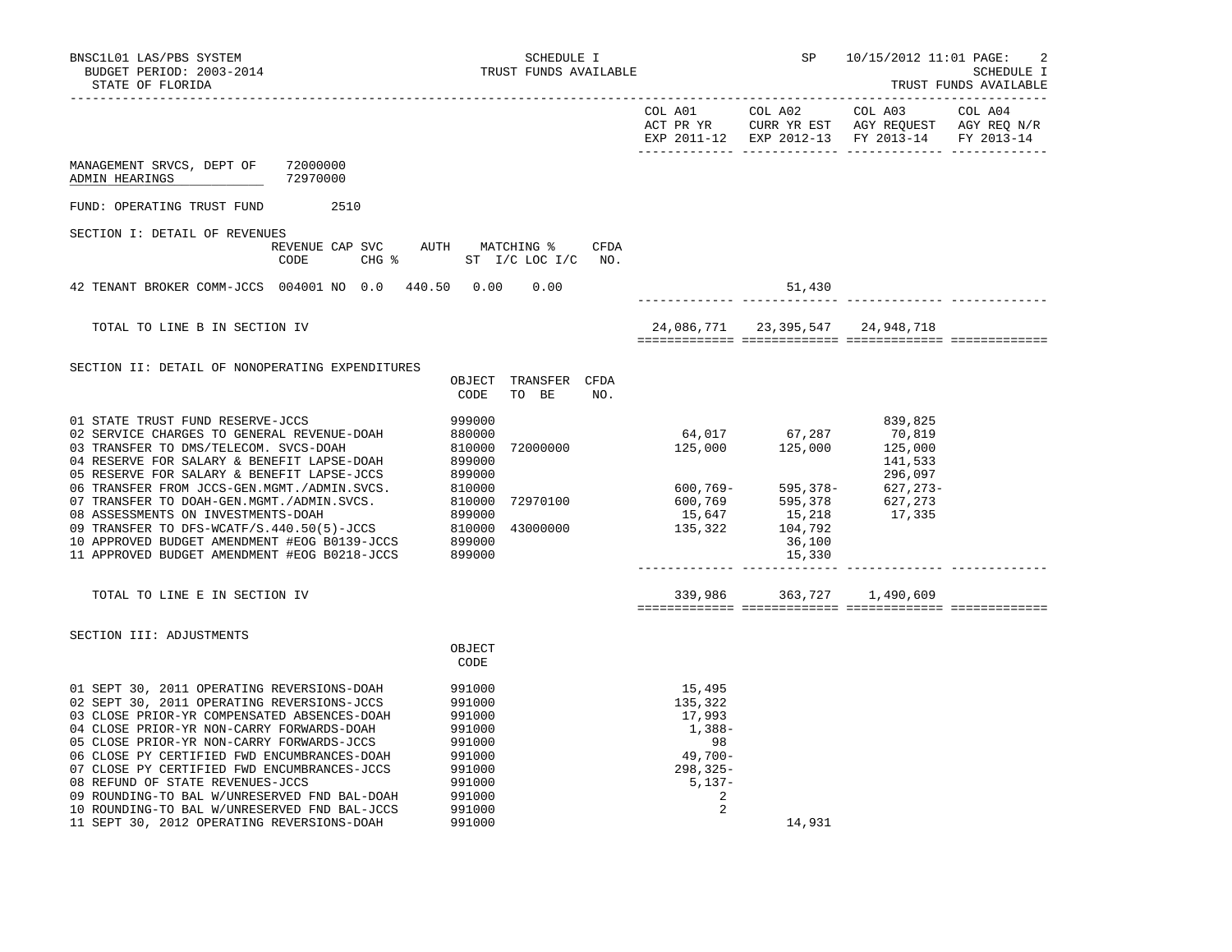BNSC1L01 LAS/PBS SYSTEM | SCHEDULE I | SP 10/15/2012 11:01
BUDGET PERIOD: 2003-2014 | TRUST FUNDS AVAILABLE | SCHEDULE I
STATE OF FLORIDA | TRUST FUNDS AVAILABLE

MANAGEMENT SRVCS, DEPT OF 72000000
ADMIN HEARINGS 72970000

FUND: OPERATING TRUST FUND 2510

## SECTION I: DETAIL OF REVENUES

| | REVENUE CODE | CAP SVC CHG % | AUTH | MATCHING % ST | I/C LOC I/C | CFDA NO. | COL A01 ACT PR YR EXP 2011-12 | COL A02 CURR YR EST EXP 2012-13 | COL A03 AGY REQUEST FY 2013-14 | COL A04 AGY REQ N/R FY 2013-14 |
|---|---|---|---|---|---|---|---|---|---|---|
| 42 TENANT BROKER COMM-JCCS | 004001 | NO 0.0 | 440.50 | 0.00 | 0.00 | | | 51,430 | | |
| TOTAL TO LINE B IN SECTION IV | | | | | | | 24,086,771 | 23,395,547 | 24,948,718 | |

## SECTION II: DETAIL OF NONOPERATING EXPENDITURES

| | OBJECT CODE | TRANSFER TO BE | CFDA NO. | COL A01 ACT PR YR EXP 2011-12 | COL A02 CURR YR EST EXP 2012-13 | COL A03 AGY REQUEST FY 2013-14 | COL A04 AGY REQ N/R FY 2013-14 |
|---|---|---|---|---|---|---|---|
| 01 STATE TRUST FUND RESERVE-JCCS | 999000 | | | | | 839,825 | |
| 02 SERVICE CHARGES TO GENERAL REVENUE-DOAH | 880000 | | | 64,017 | 67,287 | 70,819 | |
| 03 TRANSFER TO DMS/TELECOM. SVCS-DOAH | 810000 | 72000000 | | 125,000 | 125,000 | 125,000 | |
| 04 RESERVE FOR SALARY & BENEFIT LAPSE-DOAH | 899000 | | | | | 141,533 | |
| 05 RESERVE FOR SALARY & BENEFIT LAPSE-JCCS | 899000 | | | | | 296,097 | |
| 06 TRANSFER FROM JCCS-GEN.MGMT./ADMIN.SVCS. | 810000 | | | 600,769- | 595,378- | 627,273- | |
| 07 TRANSFER TO DOAH-GEN.MGMT./ADMIN.SVCS. | 810000 | 72970100 | | 600,769 | 595,378 | 627,273 | |
| 08 ASSESSMENTS ON INVESTMENTS-DOAH | 899000 | | | 15,647 | 15,218 | 17,335 | |
| 09 TRANSFER TO DFS-WCATF/S.440.50(5)-JCCS | 810000 | 43000000 | | 135,322 | 104,792 | | |
| 10 APPROVED BUDGET AMENDMENT #EOG B0139-JCCS | 899000 | | | | 36,100 | | |
| 11 APPROVED BUDGET AMENDMENT #EOG B0218-JCCS | 899000 | | | | 15,330 | | |
| TOTAL TO LINE E IN SECTION IV | | | | 339,986 | 363,727 | 1,490,609 | |

## SECTION III: ADJUSTMENTS

| | OBJECT CODE | COL A01 ACT PR YR EXP 2011-12 | COL A02 CURR YR EST EXP 2012-13 | COL A03 AGY REQUEST FY 2013-14 | COL A04 AGY REQ N/R FY 2013-14 |
|---|---|---|---|---|---|
| 01 SEPT 30, 2011 OPERATING REVERSIONS-DOAH | 991000 | 15,495 | | | |
| 02 SEPT 30, 2011 OPERATING REVERSIONS-JCCS | 991000 | 135,322 | | | |
| 03 CLOSE PRIOR-YR COMPENSATED ABSENCES-DOAH | 991000 | 17,993 | | | |
| 04 CLOSE PRIOR-YR NON-CARRY FORWARDS-DOAH | 991000 | 1,388- | | | |
| 05 CLOSE PRIOR-YR NON-CARRY FORWARDS-JCCS | 991000 | 98 | | | |
| 06 CLOSE PY CERTIFIED FWD ENCUMBRANCES-DOAH | 991000 | 49,700- | | | |
| 07 CLOSE PY CERTIFIED FWD ENCUMBRANCES-JCCS | 991000 | 298,325- | | | |
| 08 REFUND OF STATE REVENUES-JCCS | 991000 | 5,137- | | | |
| 09 ROUNDING-TO BAL W/UNRESERVED FND BAL-DOAH | 991000 | 2 | | | |
| 10 ROUNDING-TO BAL W/UNRESERVED FND BAL-JCCS | 991000 | 2 | | | |
| 11 SEPT 30, 2012 OPERATING REVERSIONS-DOAH | 991000 | | 14,931 | | |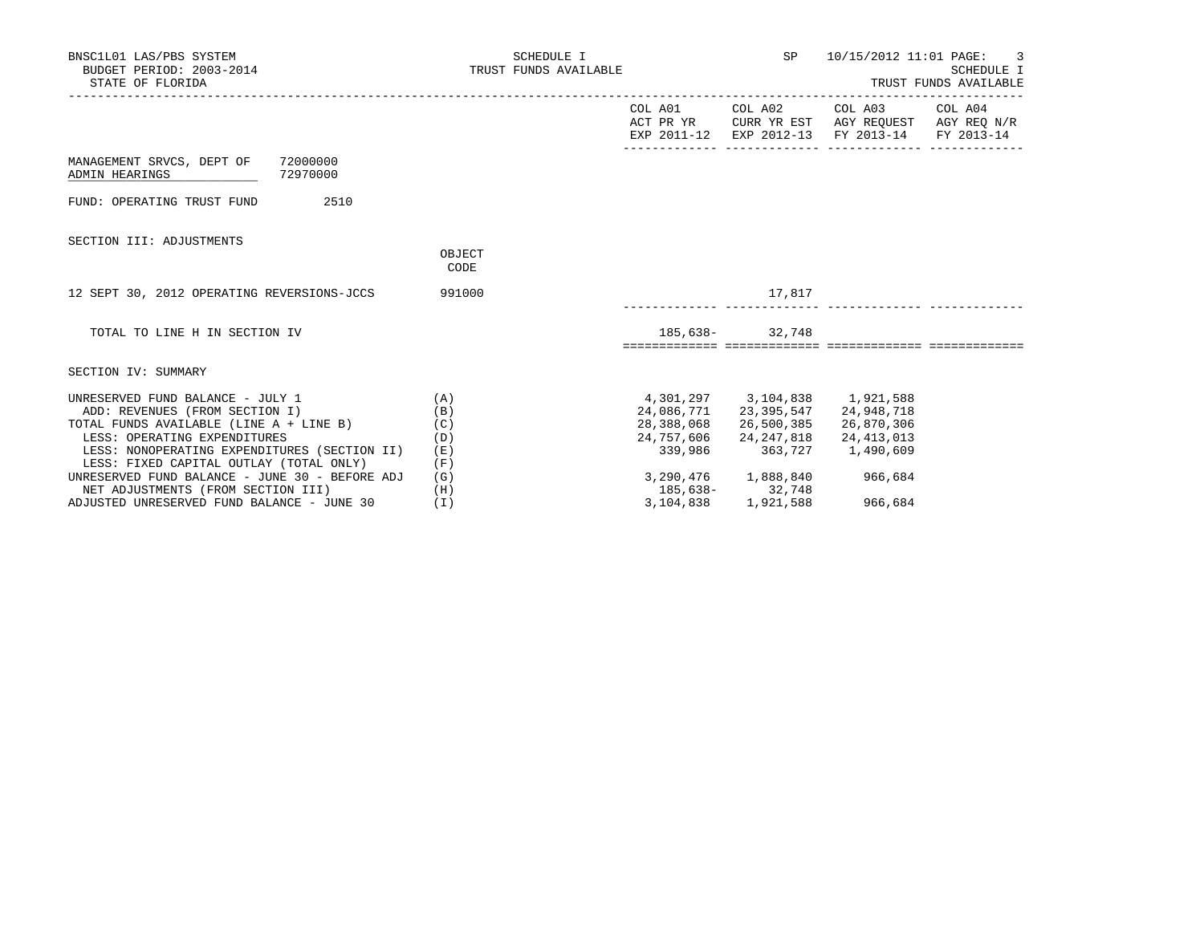BNSC1L01 LAS/PBS SYSTEM
BUDGET PERIOD: 2003-2014
STATE OF FLORIDA

SCHEDULE I
TRUST FUNDS AVAILABLE

SP 10/15/2012 11:01 PAGE: 3
SCHEDULE I
TRUST FUNDS AVAILABLE

| | | COL A01 ACT PR YR EXP 2011-12 | COL A02 CURR YR EST EXP 2012-13 | COL A03 AGY REQUEST FY 2013-14 | COL A04 AGY REQ N/R FY 2013-14 |
|---|---|---|---|---|---|
| MANAGEMENT SRVCS, DEPT OF 72000000 | | | | | |
| ADMIN HEARINGS 72970000 | | | | | |
| FUND: OPERATING TRUST FUND 2510 | | | | | |
| SECTION III: ADJUSTMENTS | OBJECT CODE | | | | |
| 12 SEPT 30, 2012 OPERATING REVERSIONS-JCCS | 991000 | | 17,817 | | |
| TOTAL TO LINE H IN SECTION IV | | 185,638- | 32,748 | | |
| SECTION IV: SUMMARY | | | | | |
| UNRESERVED FUND BALANCE - JULY 1 | (A) | 4,301,297 | 3,104,838 | 1,921,588 | |
| ADD: REVENUES (FROM SECTION I) | (B) | 24,086,771 | 23,395,547 | 24,948,718 | |
| TOTAL FUNDS AVAILABLE (LINE A + LINE B) | (C) | 28,388,068 | 26,500,385 | 26,870,306 | |
| LESS: OPERATING EXPENDITURES | (D) | 24,757,606 | 24,247,818 | 24,413,013 | |
| LESS: NONOPERATING EXPENDITURES (SECTION II) | (E) | 339,986 | 363,727 | 1,490,609 | |
| LESS: FIXED CAPITAL OUTLAY (TOTAL ONLY) | (F) | | | | |
| UNRESERVED FUND BALANCE - JUNE 30 - BEFORE ADJ | (G) | 3,290,476 | 1,888,840 | 966,684 | |
| NET ADJUSTMENTS (FROM SECTION III) | (H) | 185,638- | 32,748 | | |
| ADJUSTED UNRESERVED FUND BALANCE - JUNE 30 | (I) | 3,104,838 | 1,921,588 | 966,684 | |